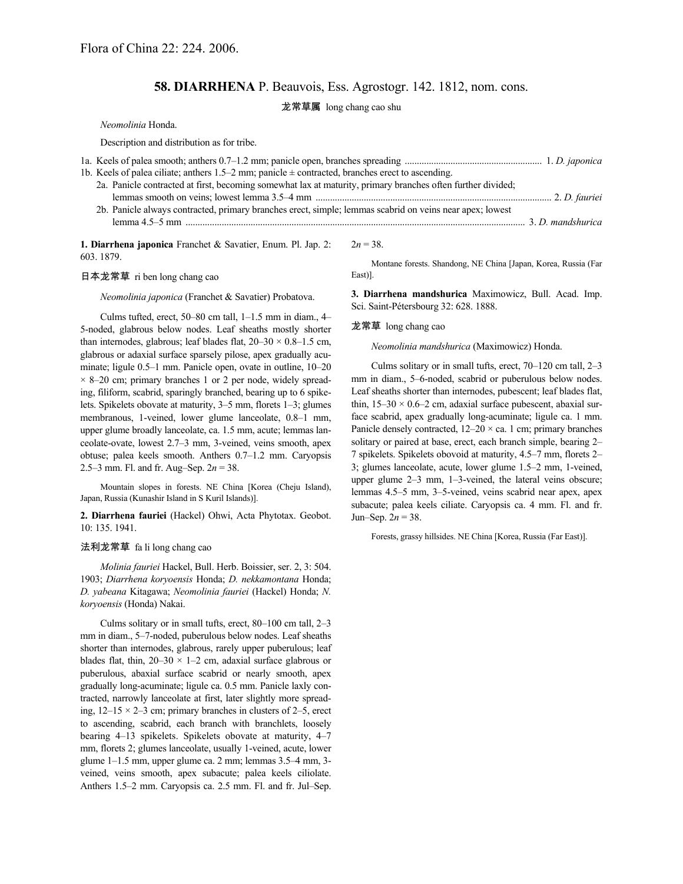Flora of China 22: 224. 2006.

# 58. DIARRHENA P. Beauvois, Ess. Agrostogr. 142. 1812, nom. cons.

龙常草属 long chang cao shu

*Neomolinia* Honda.

Description and distribution as for tribe.

1a. Keels of palea smooth; anthers 0.7–1.2 mm; panicle open, branches spreading ........................................................ 1. *D. japonica*
1b. Keels of palea ciliate; anthers 1.5–2 mm; panicle ± contracted, branches erect to ascending.
  2a. Panicle contracted at first, becoming somewhat lax at maturity, primary branches often further divided; lemmas smooth on veins; lowest lemma 3.5–4 mm ................................................................................................ 2. *D. fauriei*
  2b. Panicle always contracted, primary branches erect, simple; lemmas scabrid on veins near apex; lowest lemma 4.5–5 mm .......................................................................................................................................... 3. *D. mandshurica*

**1. Diarrhena japonica** Franchet & Savatier, Enum. Pl. Jap. 2: 603. 1879.

日本龙常草 ri ben long chang cao

*Neomolinia japonica* (Franchet & Savatier) Probatova.

Culms tufted, erect, 50–80 cm tall, 1–1.5 mm in diam., 4–5-noded, glabrous below nodes. Leaf sheaths mostly shorter than internodes, glabrous; leaf blades flat, 20–30 × 0.8–1.5 cm, glabrous or adaxial surface sparsely pilose, apex gradually acuminate; ligule 0.5–1 mm. Panicle open, ovate in outline, 10–20 × 8–20 cm; primary branches 1 or 2 per node, widely spreading, filiform, scabrid, sparingly branched, bearing up to 6 spikelets. Spikelets obovate at maturity, 3–5 mm, florets 1–3; glumes membranous, 1-veined, lower glume lanceolate, 0.8–1 mm, upper glume broadly lanceolate, ca. 1.5 mm, acute; lemmas lanceolate-ovate, lowest 2.7–3 mm, 3-veined, veins smooth, apex obtuse; palea keels smooth. Anthers 0.7–1.2 mm. Caryopsis 2.5–3 mm. Fl. and fr. Aug–Sep. 2*n* = 38.

Mountain slopes in forests. NE China [Korea (Cheju Island), Japan, Russia (Kunashir Island in S Kuril Islands)].

**2. Diarrhena fauriei** (Hackel) Ohwi, Acta Phytotax. Geobot. 10: 135. 1941.

法利龙常草 fa li long chang cao

*Molinia fauriei* Hackel, Bull. Herb. Boissier, ser. 2, 3: 504. 1903; *Diarrhena koryoensis* Honda; *D. nekkamontana* Honda; *D. yabeana* Kitagawa; *Neomolinia fauriei* (Hackel) Honda; *N. koryoensis* (Honda) Nakai.

Culms solitary or in small tufts, erect, 80–100 cm tall, 2–3 mm in diam., 5–7-noded, puberulous below nodes. Leaf sheaths shorter than internodes, glabrous, rarely upper puberulous; leaf blades flat, thin, 20–30 × 1–2 cm, adaxial surface glabrous or puberulous, abaxial surface scabrid or nearly smooth, apex gradually long-acuminate; ligule ca. 0.5 mm. Panicle laxly contracted, narrowly lanceolate at first, later slightly more spreading, 12–15 × 2–3 cm; primary branches in clusters of 2–5, erect to ascending, scabrid, each branch with branchlets, loosely bearing 4–13 spikelets. Spikelets obovate at maturity, 4–7 mm, florets 2; glumes lanceolate, usually 1-veined, acute, lower glume 1–1.5 mm, upper glume ca. 2 mm; lemmas 3.5–4 mm, 3-veined, veins smooth, apex subacute; palea keels ciliolate. Anthers 1.5–2 mm. Caryopsis ca. 2.5 mm. Fl. and fr. Jul–Sep. 2*n* = 38.

Montane forests. Shandong, NE China [Japan, Korea, Russia (Far East)].

**3. Diarrhena mandshurica** Maximowicz, Bull. Acad. Imp. Sci. Saint-Pétersbourg 32: 628. 1888.

龙常草 long chang cao

*Neomolinia mandshurica* (Maximowicz) Honda.

Culms solitary or in small tufts, erect, 70–120 cm tall, 2–3 mm in diam., 5–6-noded, scabrid or puberulous below nodes. Leaf sheaths shorter than internodes, pubescent; leaf blades flat, thin, 15–30 × 0.6–2 cm, adaxial surface pubescent, abaxial surface scabrid, apex gradually long-acuminate; ligule ca. 1 mm. Panicle densely contracted, 12–20 × ca. 1 cm; primary branches solitary or paired at base, erect, each branch simple, bearing 2–7 spikelets. Spikelets obovoid at maturity, 4.5–7 mm, florets 2–3; glumes lanceolate, acute, lower glume 1.5–2 mm, 1-veined, upper glume 2–3 mm, 1–3-veined, the lateral veins obscure; lemmas 4.5–5 mm, 3–5-veined, veins scabrid near apex, apex subacute; palea keels ciliate. Caryopsis ca. 4 mm. Fl. and fr. Jun–Sep. 2*n* = 38.

Forests, grassy hillsides. NE China [Korea, Russia (Far East)].